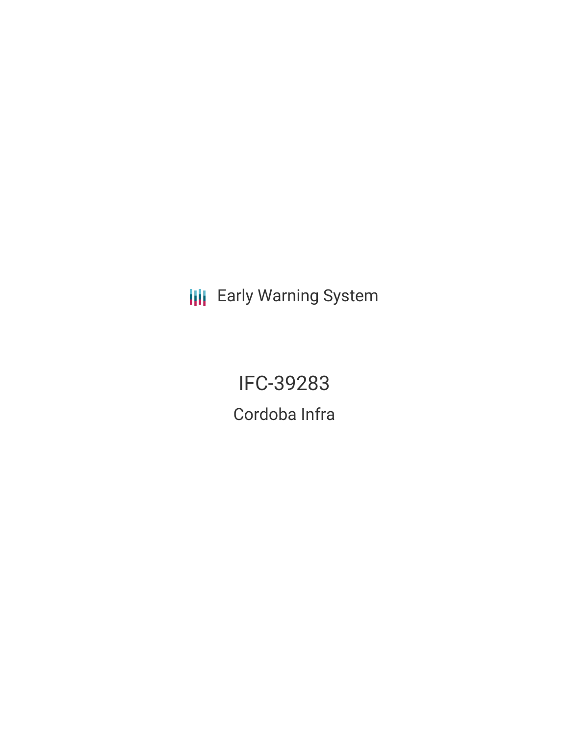Early Warning System

# IFC-39283

## Cordoba Infra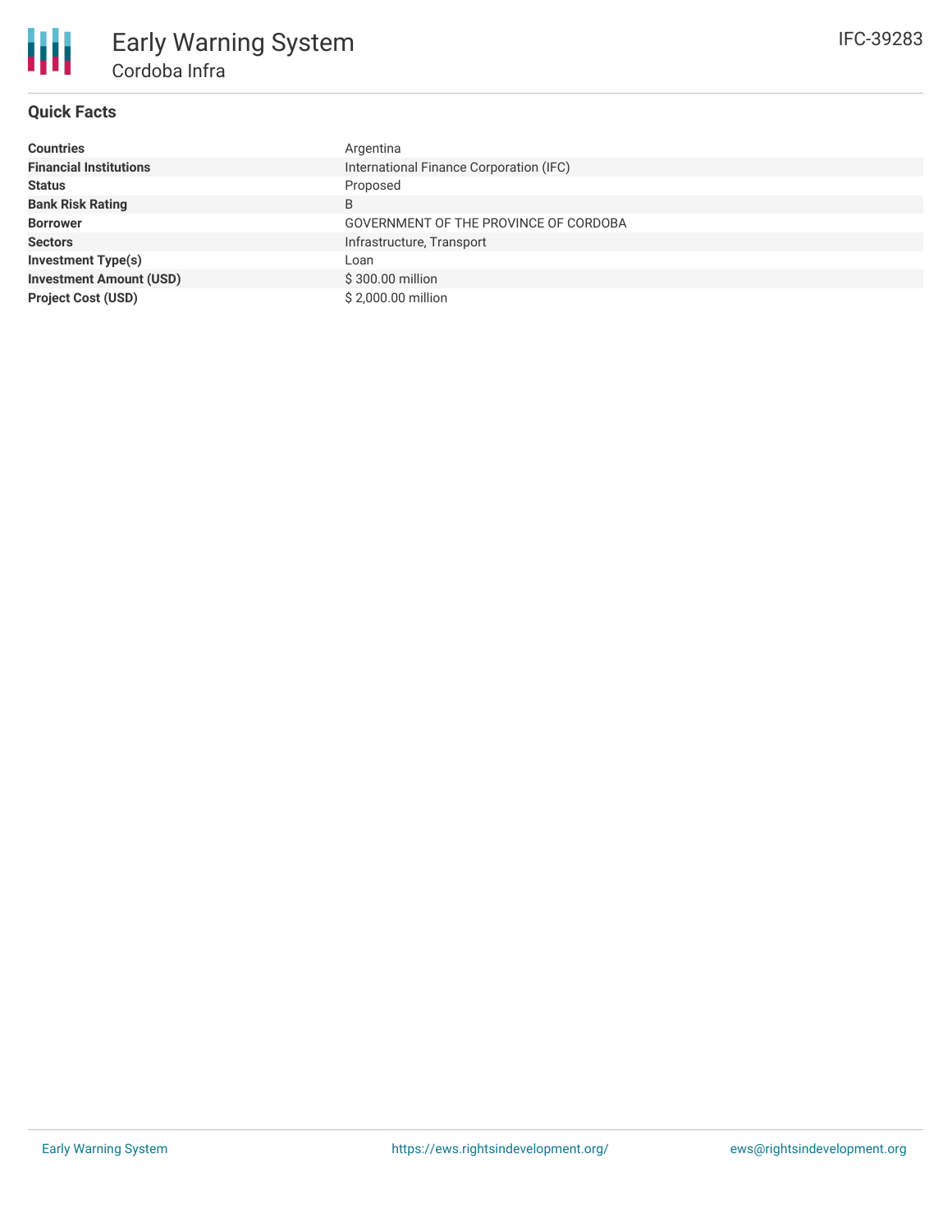# Early Warning System

## Cordoba Infra

IFC-39283

### Quick Facts

| | |
|---|---|
| **Countries** | Argentina |
| **Financial Institutions** | International Finance Corporation (IFC) |
| **Status** | Proposed |
| **Bank Risk Rating** | B |
| **Borrower** | GOVERNMENT OF THE PROVINCE OF CORDOBA |
| **Sectors** | Infrastructure, Transport |
| **Investment Type(s)** | Loan |
| **Investment Amount (USD)** | $ 300.00 million |
| **Project Cost (USD)** | $ 2,000.00 million |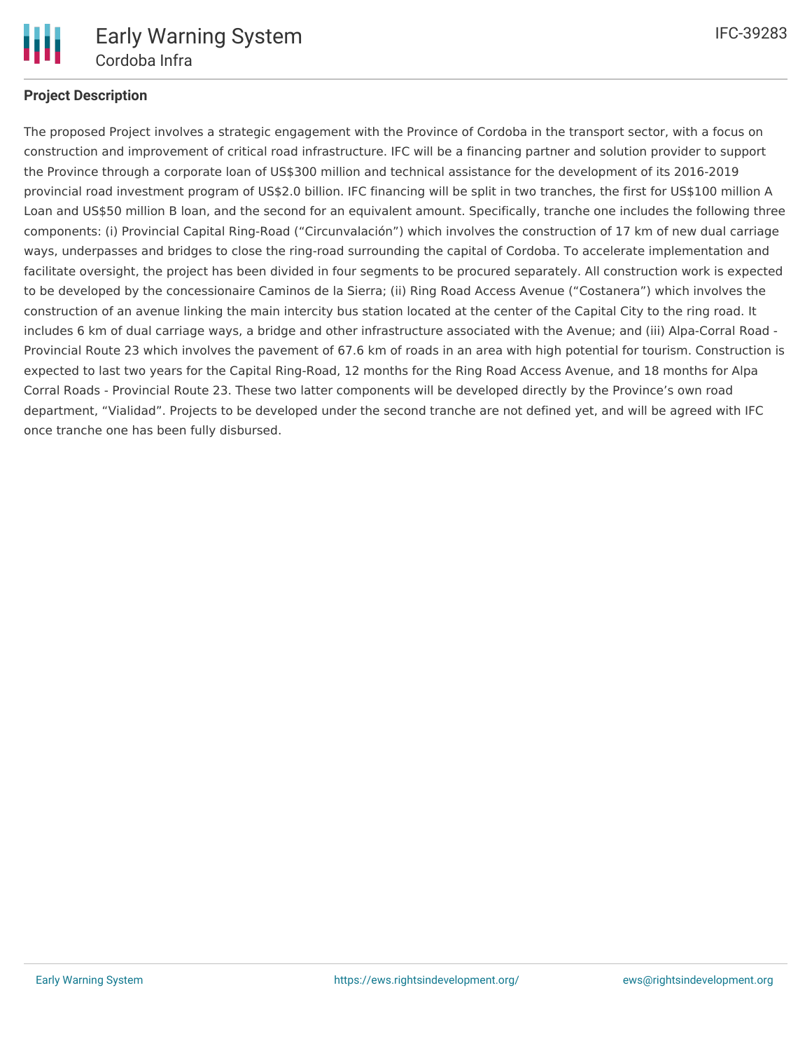## Project Description

The proposed Project involves a strategic engagement with the Province of Cordoba in the transport sector, with a focus on construction and improvement of critical road infrastructure. IFC will be a financing partner and solution provider to support the Province through a corporate loan of US$300 million and technical assistance for the development of its 2016-2019 provincial road investment program of US$2.0 billion. IFC financing will be split in two tranches, the first for US$100 million A Loan and US$50 million B loan, and the second for an equivalent amount. Specifically, tranche one includes the following three components: (i) Provincial Capital Ring-Road ("Circunvalación") which involves the construction of 17 km of new dual carriage ways, underpasses and bridges to close the ring-road surrounding the capital of Cordoba. To accelerate implementation and facilitate oversight, the project has been divided in four segments to be procured separately. All construction work is expected to be developed by the concessionaire Caminos de la Sierra; (ii) Ring Road Access Avenue ("Costanera") which involves the construction of an avenue linking the main intercity bus station located at the center of the Capital City to the ring road. It includes 6 km of dual carriage ways, a bridge and other infrastructure associated with the Avenue; and (iii) Alpa-Corral Road - Provincial Route 23 which involves the pavement of 67.6 km of roads in an area with high potential for tourism. Construction is expected to last two years for the Capital Ring-Road, 12 months for the Ring Road Access Avenue, and 18 months for Alpa Corral Roads - Provincial Route 23. These two latter components will be developed directly by the Province's own road department, "Vialidad". Projects to be developed under the second tranche are not defined yet, and will be agreed with IFC once tranche one has been fully disbursed.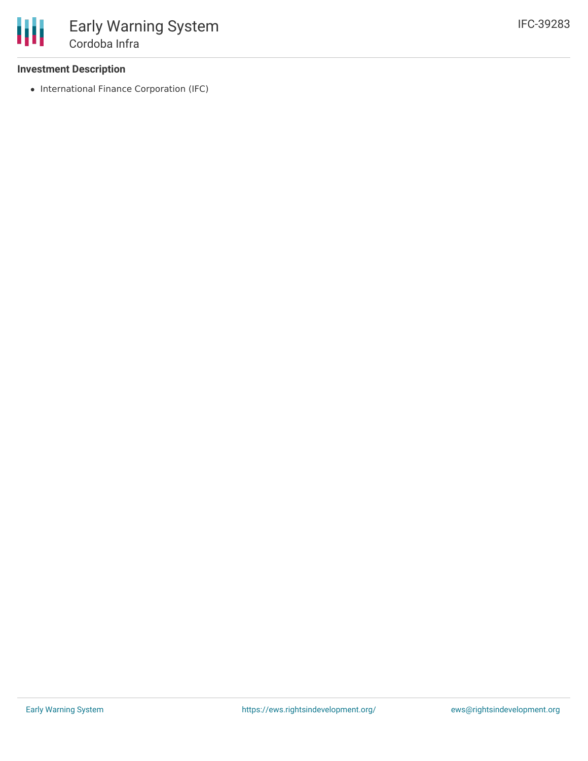### Investment Description

- International Finance Corporation (IFC)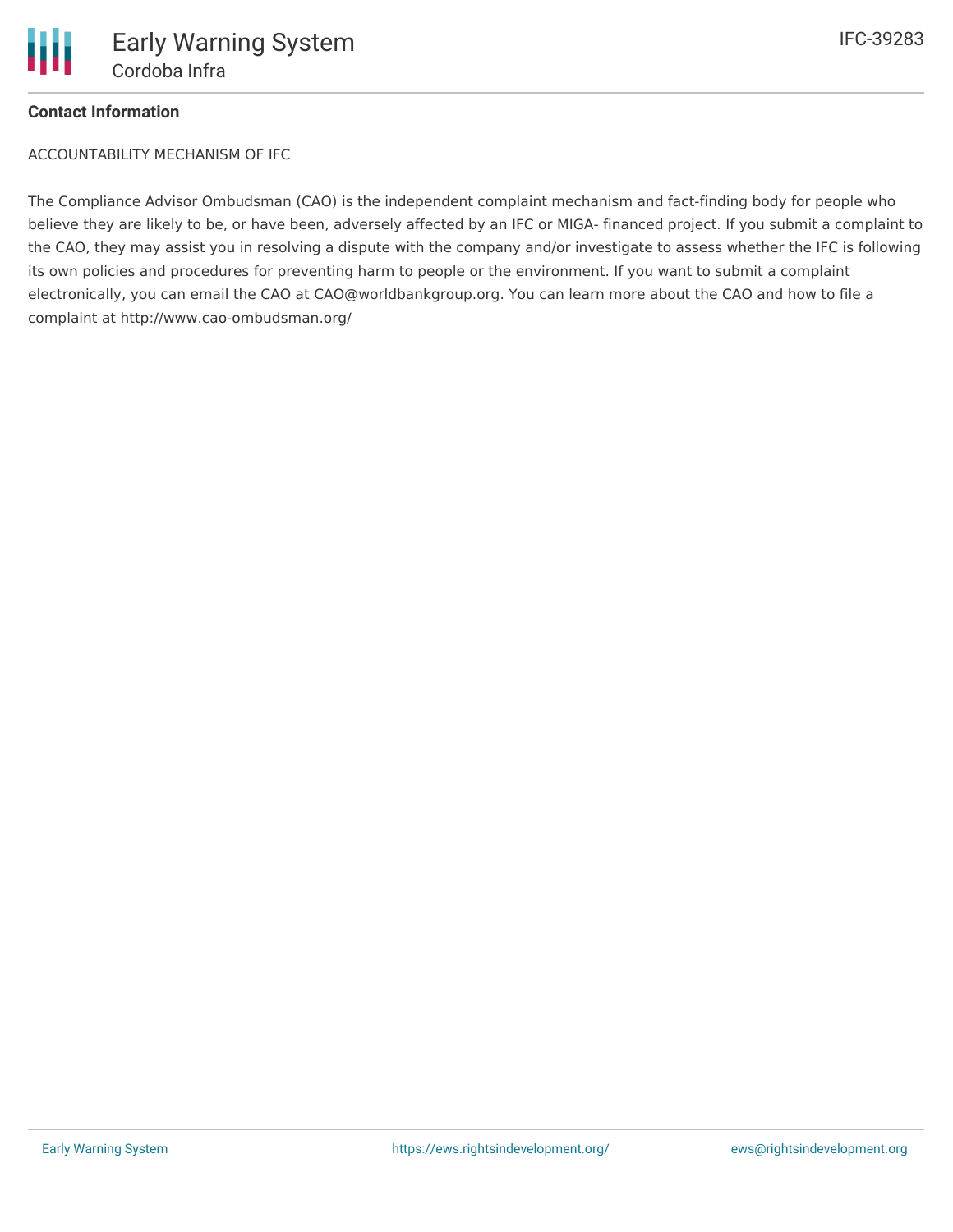**Contact Information**

ACCOUNTABILITY MECHANISM OF IFC

The Compliance Advisor Ombudsman (CAO) is the independent complaint mechanism and fact-finding body for people who believe they are likely to be, or have been, adversely affected by an IFC or MIGA- financed project. If you submit a complaint to the CAO, they may assist you in resolving a dispute with the company and/or investigate to assess whether the IFC is following its own policies and procedures for preventing harm to people or the environment. If you want to submit a complaint electronically, you can email the CAO at CAO@worldbankgroup.org. You can learn more about the CAO and how to file a complaint at http://www.cao-ombudsman.org/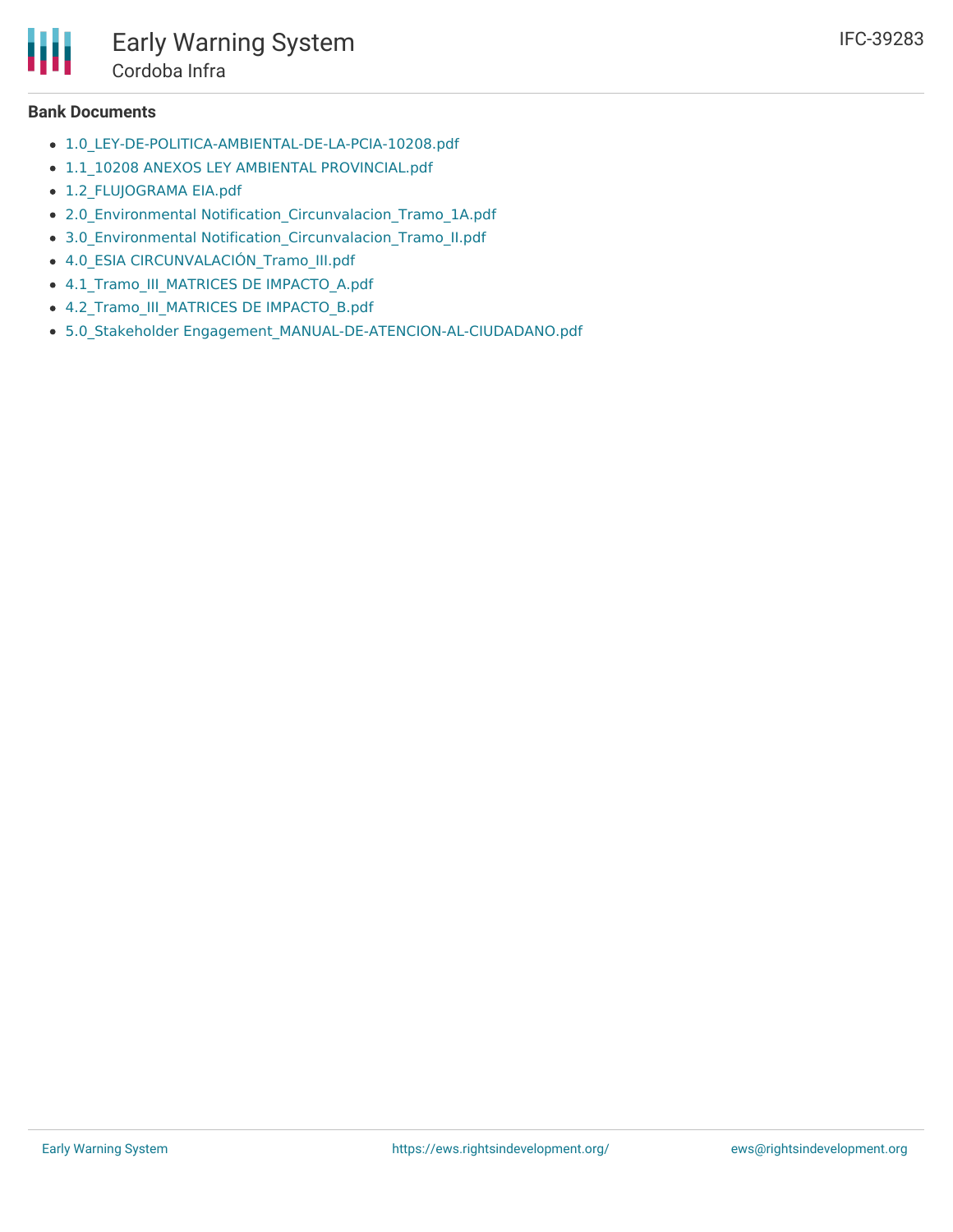**Bank Documents**

- 1.0_LEY-DE-POLITICA-AMBIENTAL-DE-LA-PCIA-10208.pdf
- 1.1_10208 ANEXOS LEY AMBIENTAL PROVINCIAL.pdf
- 1.2_FLUJOGRAMA EIA.pdf
- 2.0_Environmental Notification_Circunvalacion_Tramo_1A.pdf
- 3.0_Environmental Notification_Circunvalacion_Tramo_II.pdf
- 4.0_ESIA CIRCUNVALACIÓN_Tramo_III.pdf
- 4.1_Tramo_III_MATRICES DE IMPACTO_A.pdf
- 4.2_Tramo_III_MATRICES DE IMPACTO_B.pdf
- 5.0_Stakeholder Engagement_MANUAL-DE-ATENCION-AL-CIUDADANO.pdf